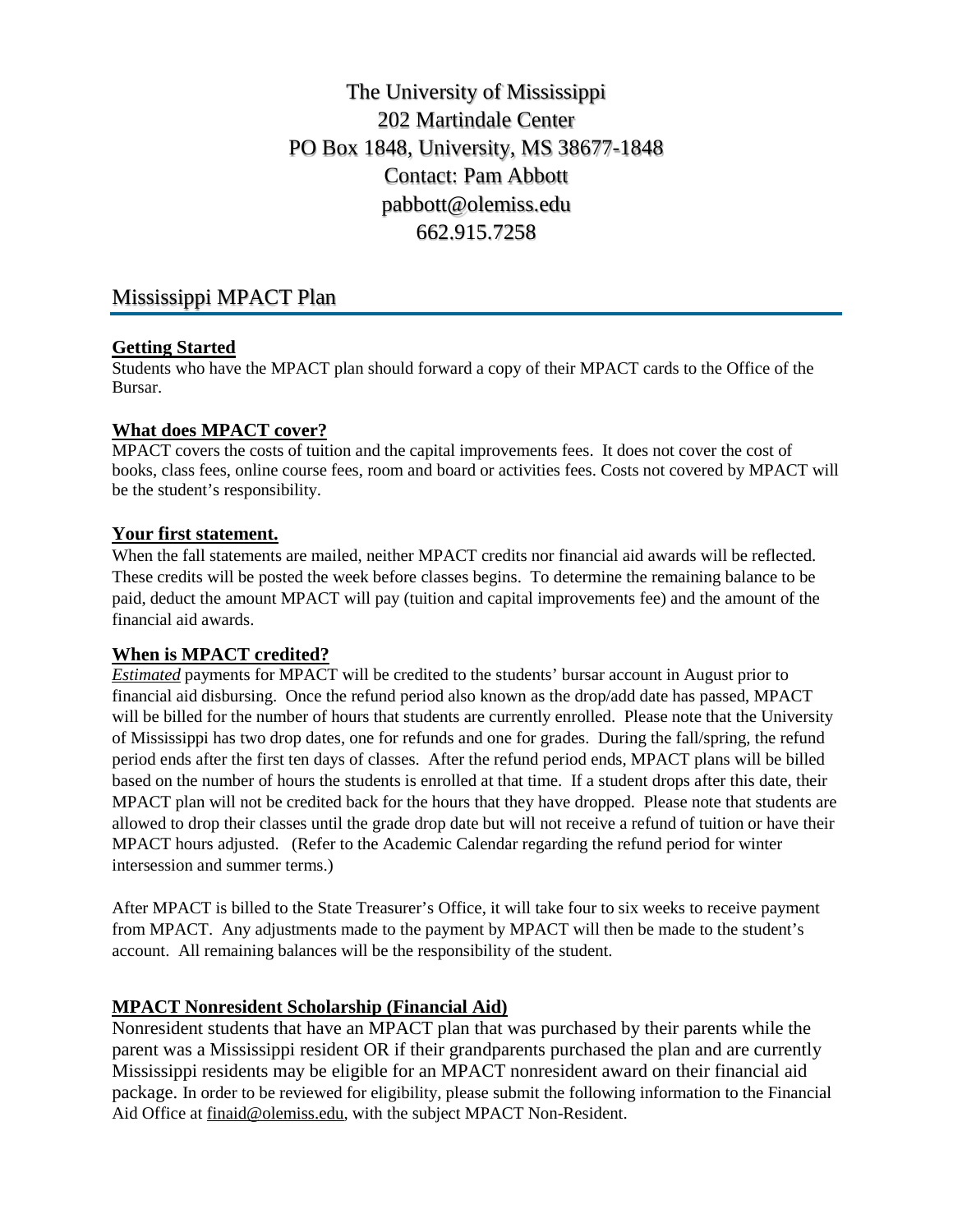The University of Mississippi
202 Martindale Center
PO Box 1848, University, MS 38677-1848
Contact: Pam Abbott
pabbott@olemiss.edu
662.915.7258

# Mississippi MPACT Plan

**Getting Started**

Students who have the MPACT plan should forward a copy of their MPACT cards to the Office of the Bursar.

**What does MPACT cover?**

MPACT covers the costs of tuition and the capital improvements fees. It does not cover the cost of books, class fees, online course fees, room and board or activities fees. Costs not covered by MPACT will be the student's responsibility.

**Your first statement.**

When the fall statements are mailed, neither MPACT credits nor financial aid awards will be reflected. These credits will be posted the week before classes begins. To determine the remaining balance to be paid, deduct the amount MPACT will pay (tuition and capital improvements fee) and the amount of the financial aid awards.

**When is MPACT credited?**

***Estimated*** payments for MPACT will be credited to the students' bursar account in August prior to financial aid disbursing. Once the refund period also known as the drop/add date has passed, MPACT will be billed for the number of hours that students are currently enrolled. Please note that the University of Mississippi has two drop dates, one for refunds and one for grades. During the fall/spring, the refund period ends after the first ten days of classes. After the refund period ends, MPACT plans will be billed based on the number of hours the students is enrolled at that time. If a student drops after this date, their MPACT plan will not be credited back for the hours that they have dropped. Please note that students are allowed to drop their classes until the grade drop date but will not receive a refund of tuition or have their MPACT hours adjusted. (Refer to the Academic Calendar regarding the refund period for winter intersession and summer terms.)

After MPACT is billed to the State Treasurer's Office, it will take four to six weeks to receive payment from MPACT. Any adjustments made to the payment by MPACT will then be made to the student's account. All remaining balances will be the responsibility of the student.

**MPACT Nonresident Scholarship (Financial Aid)**

Nonresident students that have an MPACT plan that was purchased by their parents while the parent was a Mississippi resident OR if their grandparents purchased the plan and are currently Mississippi residents may be eligible for an MPACT nonresident award on their financial aid package. In order to be reviewed for eligibility, please submit the following information to the Financial Aid Office at finaid@olemiss.edu, with the subject MPACT Non-Resident.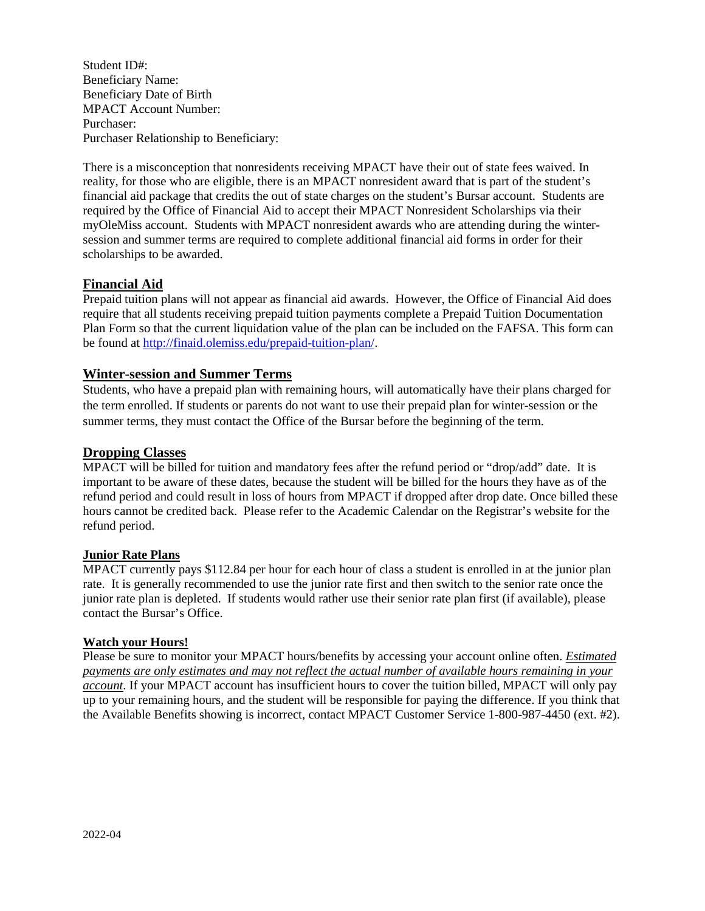Student ID#:
Beneficiary Name:
Beneficiary Date of Birth
MPACT Account Number:
Purchaser:
Purchaser Relationship to Beneficiary:

There is a misconception that nonresidents receiving MPACT have their out of state fees waived. In reality, for those who are eligible, there is an MPACT nonresident award that is part of the student's financial aid package that credits the out of state charges on the student's Bursar account. Students are required by the Office of Financial Aid to accept their MPACT Nonresident Scholarships via their myOleMiss account. Students with MPACT nonresident awards who are attending during the winter-session and summer terms are required to complete additional financial aid forms in order for their scholarships to be awarded.

## Financial Aid

Prepaid tuition plans will not appear as financial aid awards. However, the Office of Financial Aid does require that all students receiving prepaid tuition payments complete a Prepaid Tuition Documentation Plan Form so that the current liquidation value of the plan can be included on the FAFSA. This form can be found at http://finaid.olemiss.edu/prepaid-tuition-plan/.

## Winter-session and Summer Terms

Students, who have a prepaid plan with remaining hours, will automatically have their plans charged for the term enrolled. If students or parents do not want to use their prepaid plan for winter-session or the summer terms, they must contact the Office of the Bursar before the beginning of the term.

## Dropping Classes

MPACT will be billed for tuition and mandatory fees after the refund period or "drop/add" date. It is important to be aware of these dates, because the student will be billed for the hours they have as of the refund period and could result in loss of hours from MPACT if dropped after drop date. Once billed these hours cannot be credited back. Please refer to the Academic Calendar on the Registrar's website for the refund period.

### Junior Rate Plans

MPACT currently pays $112.84 per hour for each hour of class a student is enrolled in at the junior plan rate. It is generally recommended to use the junior rate first and then switch to the senior rate once the junior rate plan is depleted. If students would rather use their senior rate plan first (if available), please contact the Bursar's Office.

### Watch your Hours!

Please be sure to monitor your MPACT hours/benefits by accessing your account online often. *Estimated payments are only estimates and may not reflect the actual number of available hours remaining in your account*. If your MPACT account has insufficient hours to cover the tuition billed, MPACT will only pay up to your remaining hours, and the student will be responsible for paying the difference. If you think that the Available Benefits showing is incorrect, contact MPACT Customer Service 1-800-987-4450 (ext. #2).

2022-04